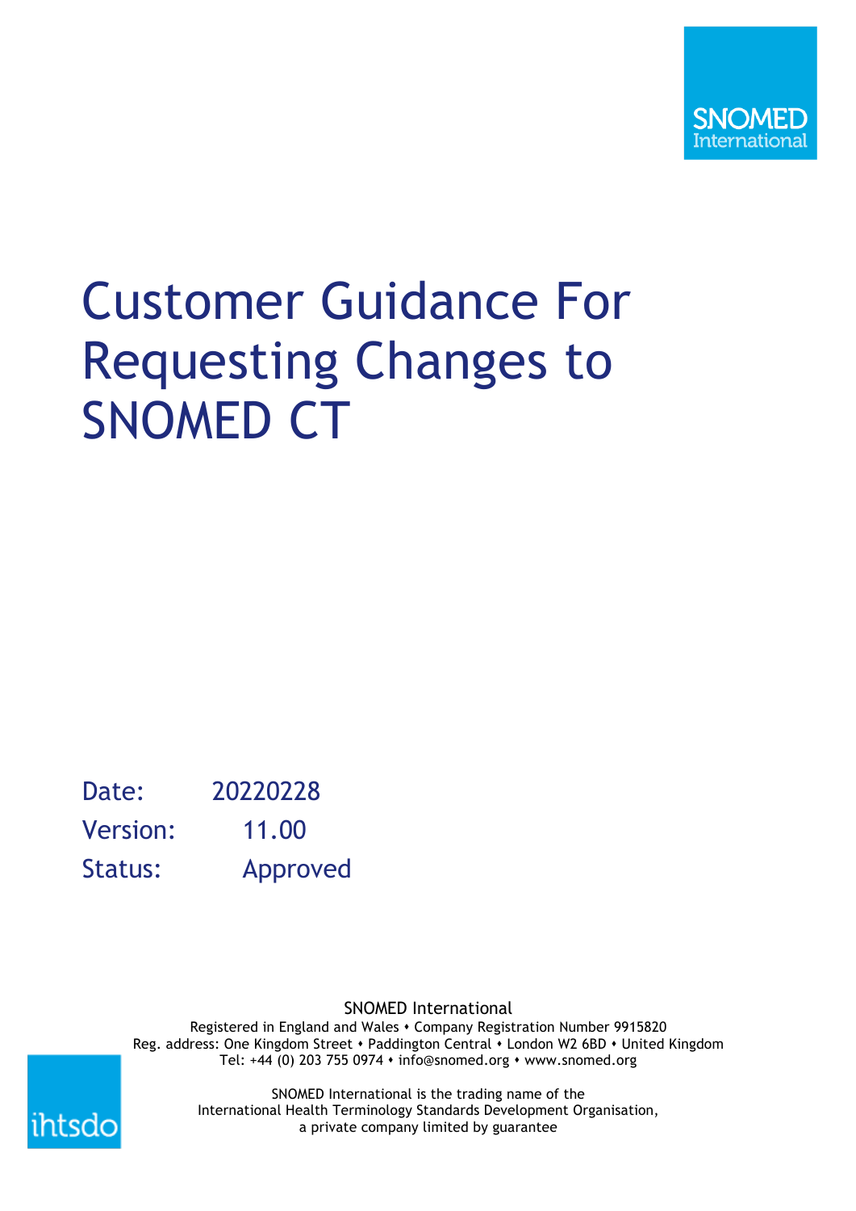SNOMED International

# Customer Guidance For Requesting Changes to SNOMED CT

Date: 20220228

Version: 11.00

Status: Approved

SNOMED International

Registered in England and Wales • Company Registration Number 9915820

Reg. address: One Kingdom Street • Paddington Central • London W2 6BD • United Kingdom

Tel: +44 (0) 203 755 0974 • info@snomed.org • www.snomed.org

SNOMED International is the trading name of the International Health Terminology Standards Development Organisation, a private company limited by guarantee

ihtsdo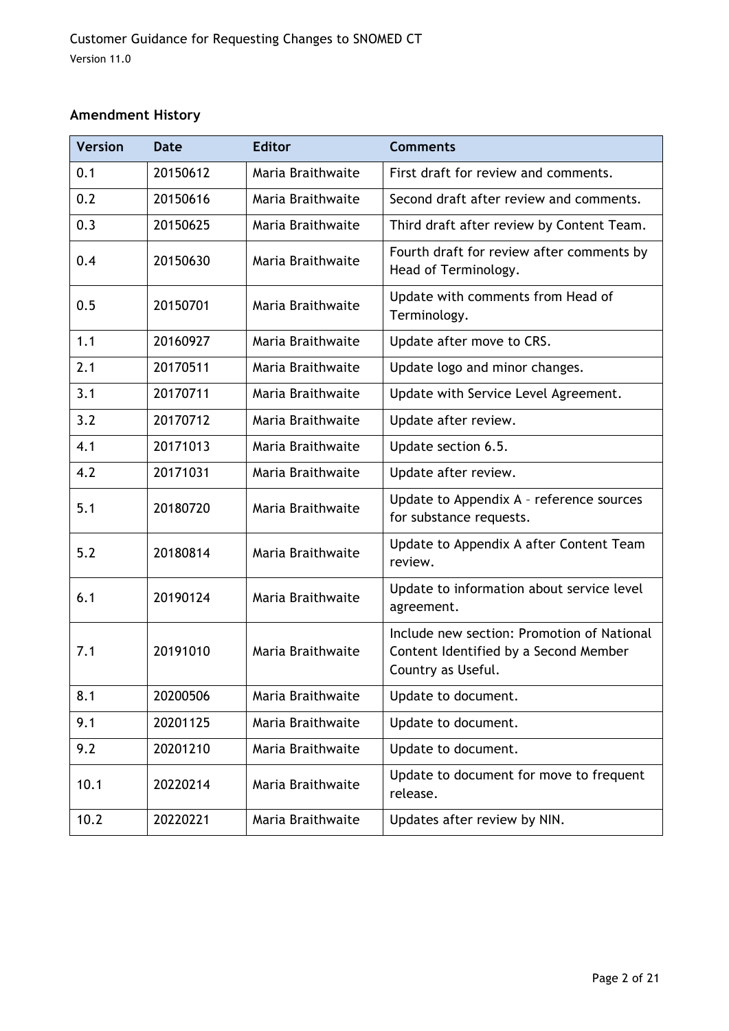## Amendment History

| Version | Date | Editor | Comments |
|---|---|---|---|
| 0.1 | 20150612 | Maria Braithwaite | First draft for review and comments. |
| 0.2 | 20150616 | Maria Braithwaite | Second draft after review and comments. |
| 0.3 | 20150625 | Maria Braithwaite | Third draft after review by Content Team. |
| 0.4 | 20150630 | Maria Braithwaite | Fourth draft for review after comments by Head of Terminology. |
| 0.5 | 20150701 | Maria Braithwaite | Update with comments from Head of Terminology. |
| 1.1 | 20160927 | Maria Braithwaite | Update after move to CRS. |
| 2.1 | 20170511 | Maria Braithwaite | Update logo and minor changes. |
| 3.1 | 20170711 | Maria Braithwaite | Update with Service Level Agreement. |
| 3.2 | 20170712 | Maria Braithwaite | Update after review. |
| 4.1 | 20171013 | Maria Braithwaite | Update section 6.5. |
| 4.2 | 20171031 | Maria Braithwaite | Update after review. |
| 5.1 | 20180720 | Maria Braithwaite | Update to Appendix A – reference sources for substance requests. |
| 5.2 | 20180814 | Maria Braithwaite | Update to Appendix A after Content Team review. |
| 6.1 | 20190124 | Maria Braithwaite | Update to information about service level agreement. |
| 7.1 | 20191010 | Maria Braithwaite | Include new section: Promotion of National Content Identified by a Second Member Country as Useful. |
| 8.1 | 20200506 | Maria Braithwaite | Update to document. |
| 9.1 | 20201125 | Maria Braithwaite | Update to document. |
| 9.2 | 20201210 | Maria Braithwaite | Update to document. |
| 10.1 | 20220214 | Maria Braithwaite | Update to document for move to frequent release. |
| 10.2 | 20220221 | Maria Braithwaite | Updates after review by NIN. |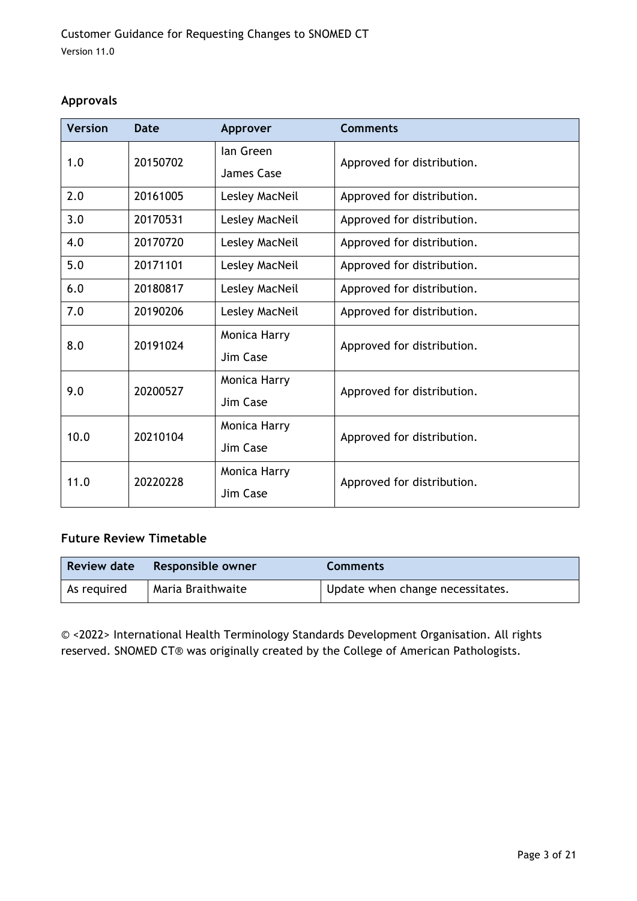## Approvals

| Version | Date | Approver | Comments |
|---|---|---|---|
| 1.0 | 20150702 | Ian Green<br>James Case | Approved for distribution. |
| 2.0 | 20161005 | Lesley MacNeil | Approved for distribution. |
| 3.0 | 20170531 | Lesley MacNeil | Approved for distribution. |
| 4.0 | 20170720 | Lesley MacNeil | Approved for distribution. |
| 5.0 | 20171101 | Lesley MacNeil | Approved for distribution. |
| 6.0 | 20180817 | Lesley MacNeil | Approved for distribution. |
| 7.0 | 20190206 | Lesley MacNeil | Approved for distribution. |
| 8.0 | 20191024 | Monica Harry<br>Jim Case | Approved for distribution. |
| 9.0 | 20200527 | Monica Harry<br>Jim Case | Approved for distribution. |
| 10.0 | 20210104 | Monica Harry<br>Jim Case | Approved for distribution. |
| 11.0 | 20220228 | Monica Harry<br>Jim Case | Approved for distribution. |

## Future Review Timetable

| Review date | Responsible owner | Comments |
|---|---|---|
| As required | Maria Braithwaite | Update when change necessitates. |

© <2022> International Health Terminology Standards Development Organisation. All rights reserved. SNOMED CT® was originally created by the College of American Pathologists.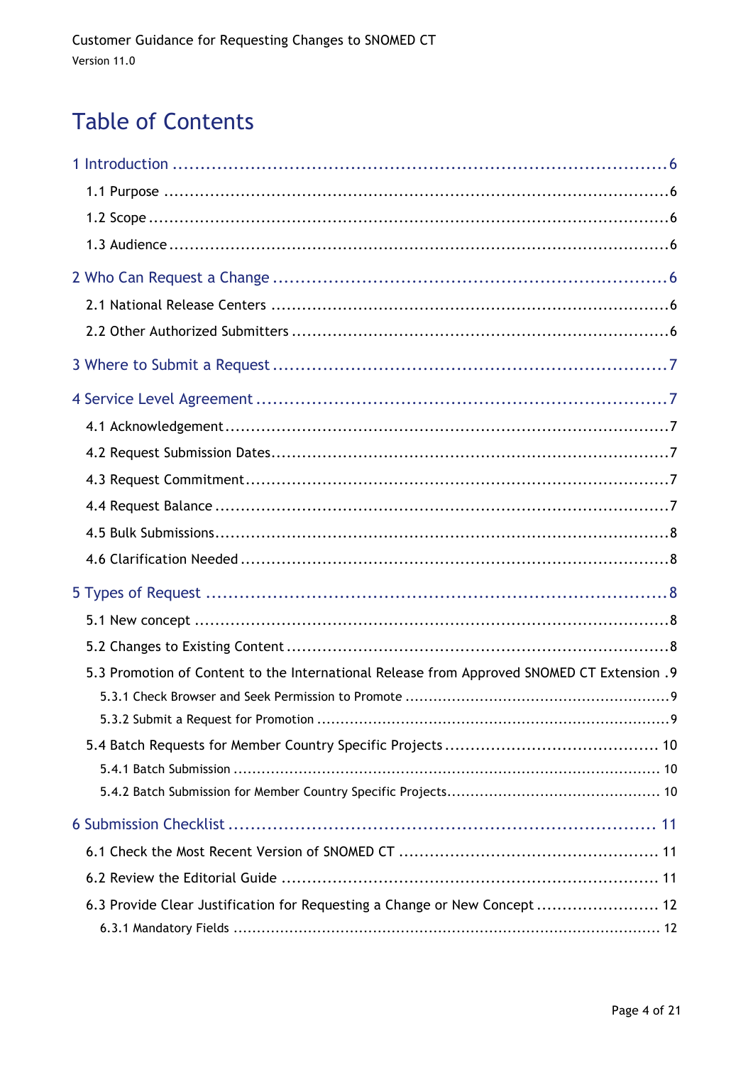# Table of Contents

1 Introduction ........................................................................................ 6
- 1.1 Purpose ........................................................................................ 6
- 1.2 Scope ........................................................................................ 6
- 1.3 Audience ........................................................................................ 6

2 Who Can Request a Change ........................................................................................ 6
- 2.1 National Release Centers ........................................................................................ 6
- 2.2 Other Authorized Submitters ........................................................................................ 6

3 Where to Submit a Request ........................................................................................ 7

4 Service Level Agreement ........................................................................................ 7
- 4.1 Acknowledgement ........................................................................................ 7
- 4.2 Request Submission Dates ........................................................................................ 7
- 4.3 Request Commitment ........................................................................................ 7
- 4.4 Request Balance ........................................................................................ 7
- 4.5 Bulk Submissions ........................................................................................ 8
- 4.6 Clarification Needed ........................................................................................ 8

5 Types of Request ........................................................................................ 8
- 5.1 New concept ........................................................................................ 8
- 5.2 Changes to Existing Content ........................................................................................ 8
- 5.3 Promotion of Content to the International Release from Approved SNOMED CT Extension . 9
  - 5.3.1 Check Browser and Seek Permission to Promote ........................................................................................ 9
  - 5.3.2 Submit a Request for Promotion ........................................................................................ 9
- 5.4 Batch Requests for Member Country Specific Projects ........................................................................................ 10
  - 5.4.1 Batch Submission ........................................................................................ 10
  - 5.4.2 Batch Submission for Member Country Specific Projects ........................................................................................ 10

6 Submission Checklist ........................................................................................ 11
- 6.1 Check the Most Recent Version of SNOMED CT ........................................................................................ 11
- 6.2 Review the Editorial Guide ........................................................................................ 11
- 6.3 Provide Clear Justification for Requesting a Change or New Concept ........................................................................................ 12
  - 6.3.1 Mandatory Fields ........................................................................................ 12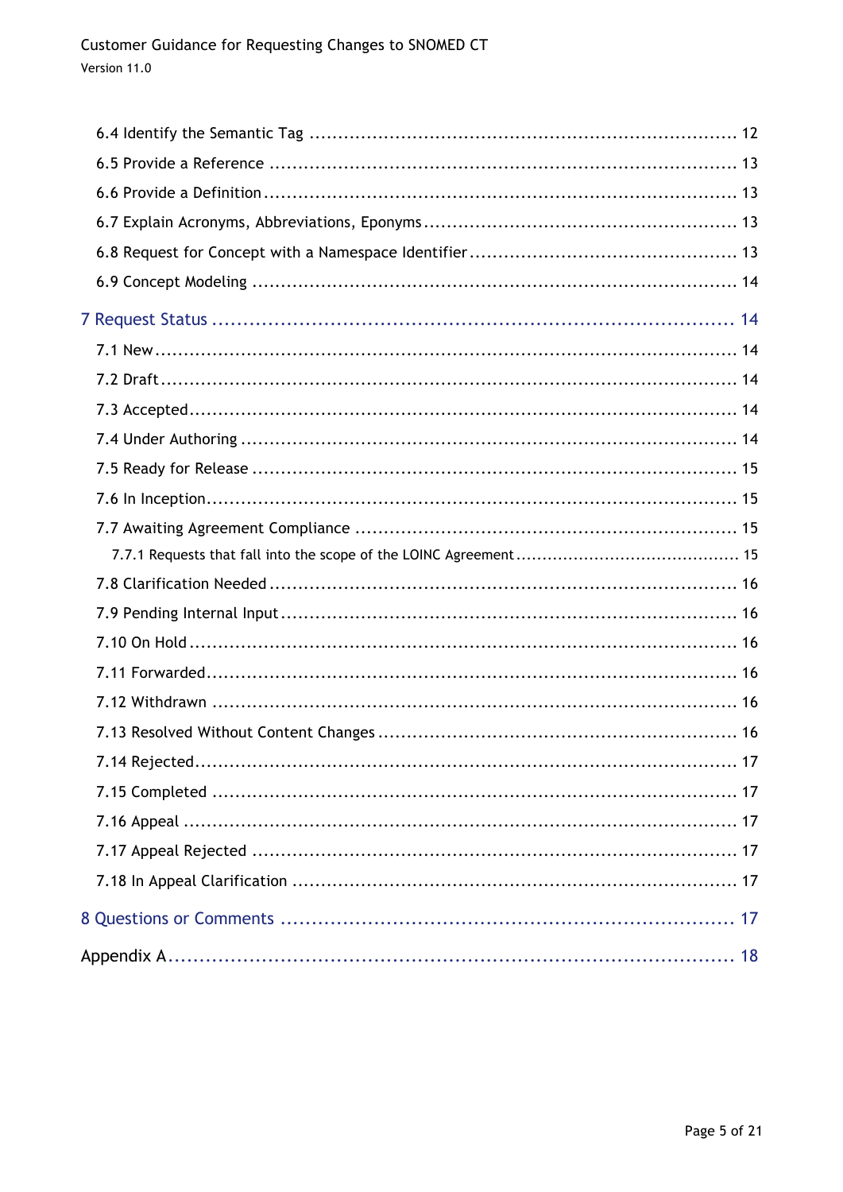6.4 Identify the Semantic Tag ............................................................................ 12

6.5 Provide a Reference ................................................................................. 13

6.6 Provide a Definition .................................................................................. 13

6.7 Explain Acronyms, Abbreviations, Eponyms ....................................................... 13

6.8 Request for Concept with a Namespace Identifier ............................................... 13

6.9 Concept Modeling ..................................................................................... 14

7 Request Status ........................................................................................... 14

7.1 New ..................................................................................................... 14

7.2 Draft ................................................................................................... 14

7.3 Accepted ............................................................................................... 14

7.4 Under Authoring ....................................................................................... 14

7.5 Ready for Release ..................................................................................... 15

7.6 In Inception ............................................................................................ 15

7.7 Awaiting Agreement Compliance .................................................................. 15

7.7.1 Requests that fall into the scope of the LOINC Agreement .......................................... 15

7.8 Clarification Needed ................................................................................. 16

7.9 Pending Internal Input ............................................................................... 16

7.10 On Hold ............................................................................................... 16

7.11 Forwarded ............................................................................................. 16

7.12 Withdrawn ........................................................................................... 16

7.13 Resolved Without Content Changes ............................................................... 16

7.14 Rejected ............................................................................................... 17

7.15 Completed ........................................................................................... 17

7.16 Appeal ................................................................................................. 17

7.17 Appeal Rejected .................................................................................... 17

7.18 In Appeal Clarification ............................................................................. 17

8 Questions or Comments ............................................................................... 17

Appendix A ................................................................................................... 18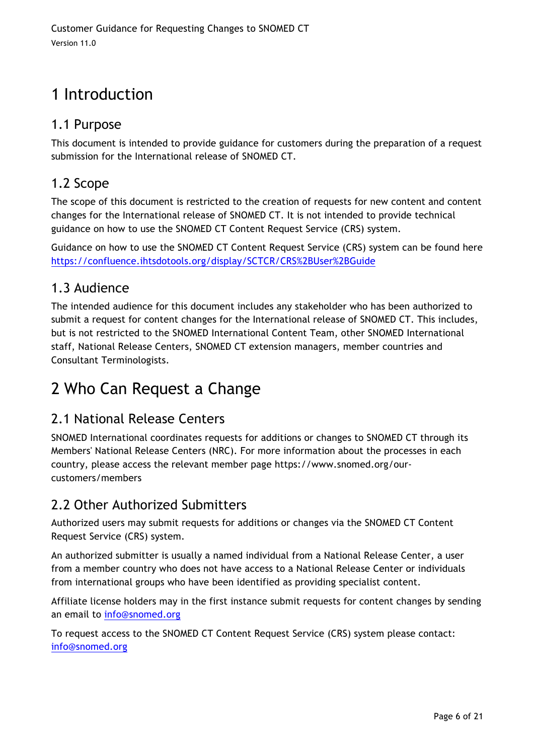# 1 Introduction

## 1.1 Purpose

This document is intended to provide guidance for customers during the preparation of a request submission for the International release of SNOMED CT.

## 1.2 Scope

The scope of this document is restricted to the creation of requests for new content and content changes for the International release of SNOMED CT. It is not intended to provide technical guidance on how to use the SNOMED CT Content Request Service (CRS) system.

Guidance on how to use the SNOMED CT Content Request Service (CRS) system can be found here https://confluence.ihtsdotools.org/display/SCTCR/CRS%2BUser%2BGuide

## 1.3 Audience

The intended audience for this document includes any stakeholder who has been authorized to submit a request for content changes for the International release of SNOMED CT. This includes, but is not restricted to the SNOMED International Content Team, other SNOMED International staff, National Release Centers, SNOMED CT extension managers, member countries and Consultant Terminologists.

# 2 Who Can Request a Change

## 2.1 National Release Centers

SNOMED International coordinates requests for additions or changes to SNOMED CT through its Members' National Release Centers (NRC). For more information about the processes in each country, please access the relevant member page https://www.snomed.org/our-customers/members

## 2.2 Other Authorized Submitters

Authorized users may submit requests for additions or changes via the SNOMED CT Content Request Service (CRS) system.

An authorized submitter is usually a named individual from a National Release Center, a user from a member country who does not have access to a National Release Center or individuals from international groups who have been identified as providing specialist content.

Affiliate license holders may in the first instance submit requests for content changes by sending an email to info@snomed.org

To request access to the SNOMED CT Content Request Service (CRS) system please contact: info@snomed.org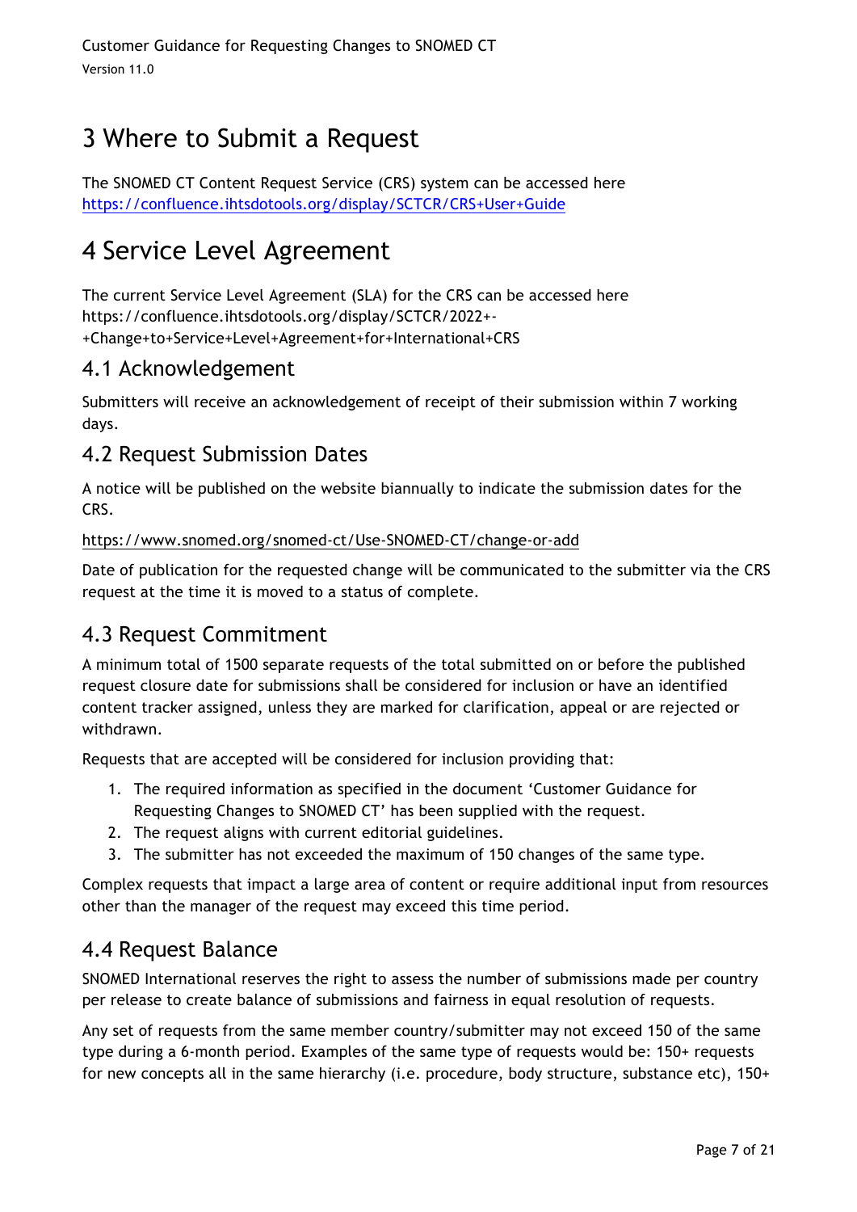# 3 Where to Submit a Request

The SNOMED CT Content Request Service (CRS) system can be accessed here https://confluence.ihtsdotools.org/display/SCTCR/CRS+User+Guide

# 4 Service Level Agreement

The current Service Level Agreement (SLA) for the CRS can be accessed here https://confluence.ihtsdotools.org/display/SCTCR/2022+-+Change+to+Service+Level+Agreement+for+International+CRS

## 4.1 Acknowledgement

Submitters will receive an acknowledgement of receipt of their submission within 7 working days.

## 4.2 Request Submission Dates

A notice will be published on the website biannually to indicate the submission dates for the CRS.

https://www.snomed.org/snomed-ct/Use-SNOMED-CT/change-or-add

Date of publication for the requested change will be communicated to the submitter via the CRS request at the time it is moved to a status of complete.

## 4.3 Request Commitment

A minimum total of 1500 separate requests of the total submitted on or before the published request closure date for submissions shall be considered for inclusion or have an identified content tracker assigned, unless they are marked for clarification, appeal or are rejected or withdrawn.

Requests that are accepted will be considered for inclusion providing that:

1. The required information as specified in the document 'Customer Guidance for Requesting Changes to SNOMED CT' has been supplied with the request.
2. The request aligns with current editorial guidelines.
3. The submitter has not exceeded the maximum of 150 changes of the same type.

Complex requests that impact a large area of content or require additional input from resources other than the manager of the request may exceed this time period.

## 4.4 Request Balance

SNOMED International reserves the right to assess the number of submissions made per country per release to create balance of submissions and fairness in equal resolution of requests.

Any set of requests from the same member country/submitter may not exceed 150 of the same type during a 6-month period. Examples of the same type of requests would be: 150+ requests for new concepts all in the same hierarchy (i.e. procedure, body structure, substance etc), 150+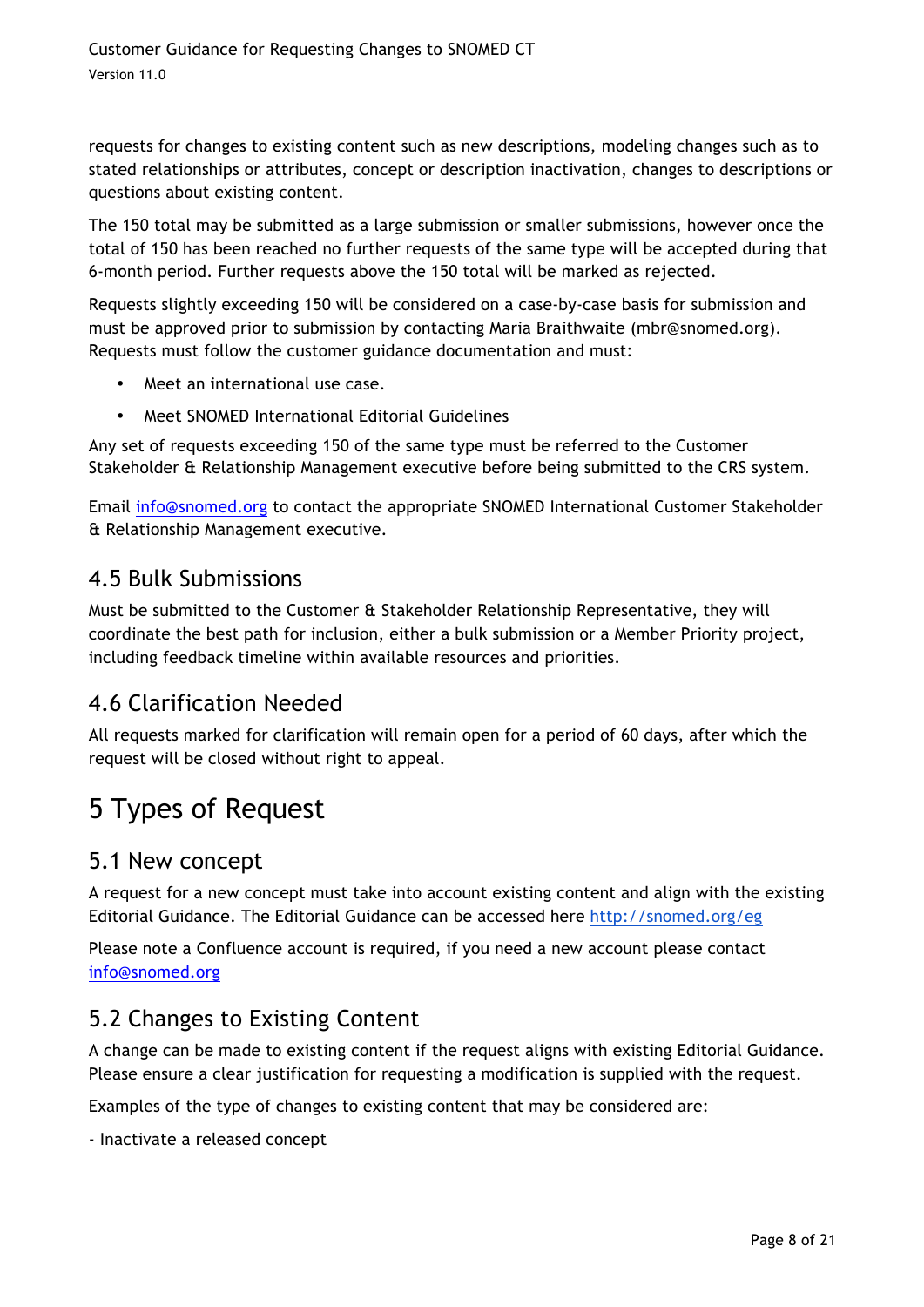requests for changes to existing content such as new descriptions, modeling changes such as to stated relationships or attributes, concept or description inactivation, changes to descriptions or questions about existing content.

The 150 total may be submitted as a large submission or smaller submissions, however once the total of 150 has been reached no further requests of the same type will be accepted during that 6-month period. Further requests above the 150 total will be marked as rejected.

Requests slightly exceeding 150 will be considered on a case-by-case basis for submission and must be approved prior to submission by contacting Maria Braithwaite (mbr@snomed.org). Requests must follow the customer guidance documentation and must:

- Meet an international use case.
- Meet SNOMED International Editorial Guidelines

Any set of requests exceeding 150 of the same type must be referred to the Customer Stakeholder & Relationship Management executive before being submitted to the CRS system.

Email [info@snomed.org](mailto:info@snomed.org) to contact the appropriate SNOMED International Customer Stakeholder & Relationship Management executive.

## 4.5 Bulk Submissions

Must be submitted to the Customer & Stakeholder Relationship Representative, they will coordinate the best path for inclusion, either a bulk submission or a Member Priority project, including feedback timeline within available resources and priorities.

## 4.6 Clarification Needed

All requests marked for clarification will remain open for a period of 60 days, after which the request will be closed without right to appeal.

# 5 Types of Request

## 5.1 New concept

A request for a new concept must take into account existing content and align with the existing Editorial Guidance. The Editorial Guidance can be accessed here [http://snomed.org/eg](http://snomed.org/eg)

Please note a Confluence account is required, if you need a new account please contact [info@snomed.org](mailto:info@snomed.org)

## 5.2 Changes to Existing Content

A change can be made to existing content if the request aligns with existing Editorial Guidance. Please ensure a clear justification for requesting a modification is supplied with the request.

Examples of the type of changes to existing content that may be considered are:

- Inactivate a released concept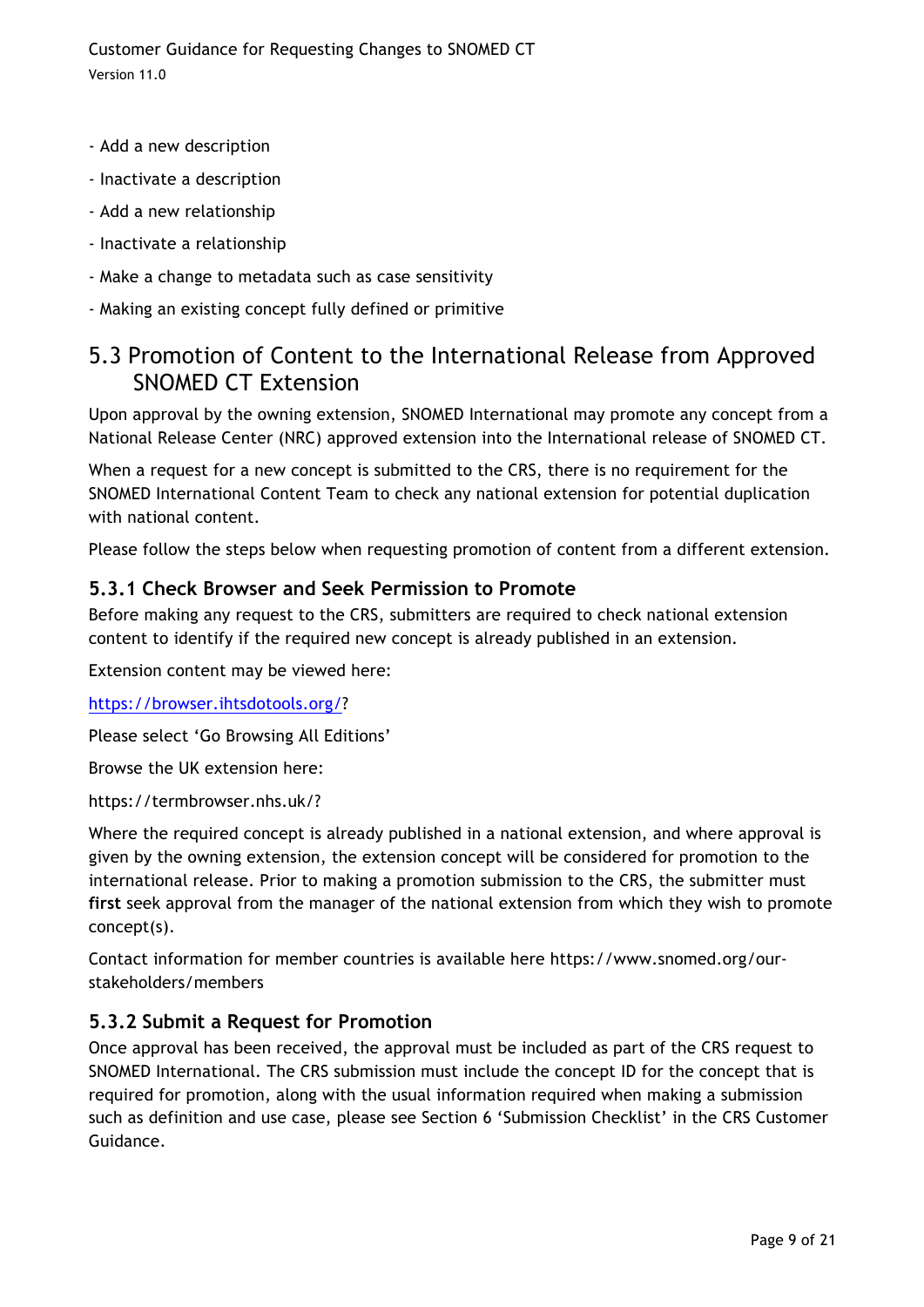- Add a new description

- Inactivate a description

- Add a new relationship

- Inactivate a relationship

- Make a change to metadata such as case sensitivity

- Making an existing concept fully defined or primitive

## 5.3 Promotion of Content to the International Release from Approved SNOMED CT Extension

Upon approval by the owning extension, SNOMED International may promote any concept from a National Release Center (NRC) approved extension into the International release of SNOMED CT.

When a request for a new concept is submitted to the CRS, there is no requirement for the SNOMED International Content Team to check any national extension for potential duplication with national content.

Please follow the steps below when requesting promotion of content from a different extension.

### 5.3.1 Check Browser and Seek Permission to Promote

Before making any request to the CRS, submitters are required to check national extension content to identify if the required new concept is already published in an extension.

Extension content may be viewed here:

https://browser.ihtsdotools.org/?

Please select 'Go Browsing All Editions'

Browse the UK extension here:

https://termbrowser.nhs.uk/?

Where the required concept is already published in a national extension, and where approval is given by the owning extension, the extension concept will be considered for promotion to the international release. Prior to making a promotion submission to the CRS, the submitter must **first** seek approval from the manager of the national extension from which they wish to promote concept(s).

Contact information for member countries is available here https://www.snomed.org/our-stakeholders/members

### 5.3.2 Submit a Request for Promotion

Once approval has been received, the approval must be included as part of the CRS request to SNOMED International. The CRS submission must include the concept ID for the concept that is required for promotion, along with the usual information required when making a submission such as definition and use case, please see Section 6 'Submission Checklist' in the CRS Customer Guidance.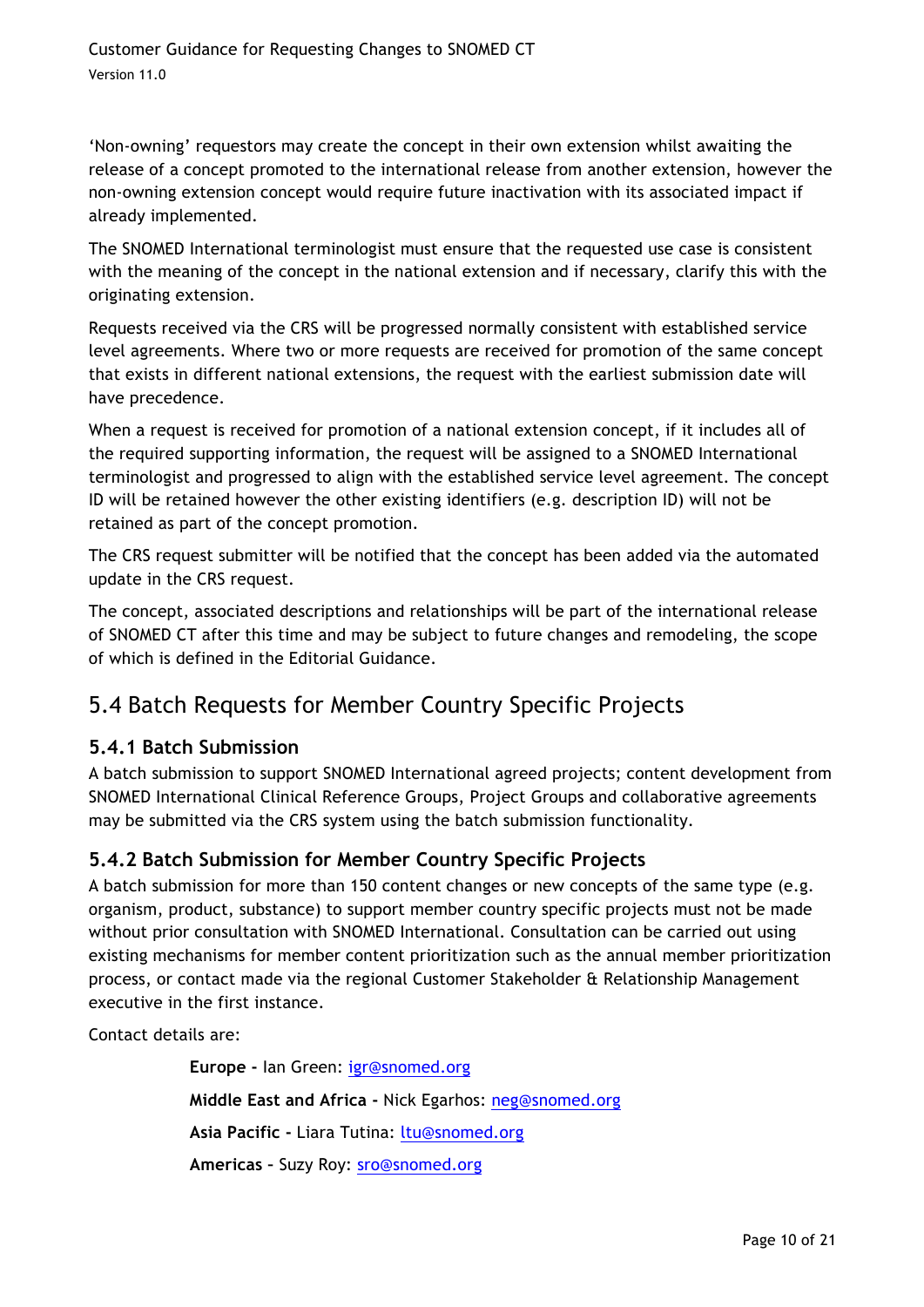'Non-owning' requestors may create the concept in their own extension whilst awaiting the release of a concept promoted to the international release from another extension, however the non-owning extension concept would require future inactivation with its associated impact if already implemented.

The SNOMED International terminologist must ensure that the requested use case is consistent with the meaning of the concept in the national extension and if necessary, clarify this with the originating extension.

Requests received via the CRS will be progressed normally consistent with established service level agreements. Where two or more requests are received for promotion of the same concept that exists in different national extensions, the request with the earliest submission date will have precedence.

When a request is received for promotion of a national extension concept, if it includes all of the required supporting information, the request will be assigned to a SNOMED International terminologist and progressed to align with the established service level agreement. The concept ID will be retained however the other existing identifiers (e.g. description ID) will not be retained as part of the concept promotion.

The CRS request submitter will be notified that the concept has been added via the automated update in the CRS request.

The concept, associated descriptions and relationships will be part of the international release of SNOMED CT after this time and may be subject to future changes and remodeling, the scope of which is defined in the Editorial Guidance.

## 5.4 Batch Requests for Member Country Specific Projects

### 5.4.1 Batch Submission

A batch submission to support SNOMED International agreed projects; content development from SNOMED International Clinical Reference Groups, Project Groups and collaborative agreements may be submitted via the CRS system using the batch submission functionality.

### 5.4.2 Batch Submission for Member Country Specific Projects

A batch submission for more than 150 content changes or new concepts of the same type (e.g. organism, product, substance) to support member country specific projects must not be made without prior consultation with SNOMED International. Consultation can be carried out using existing mechanisms for member content prioritization such as the annual member prioritization process, or contact made via the regional Customer Stakeholder & Relationship Management executive in the first instance.

Contact details are:

**Europe -** Ian Green: igr@snomed.org

**Middle East and Africa -** Nick Egarhos: neg@snomed.org

**Asia Pacific -** Liara Tutina: ltu@snomed.org

**Americas** – Suzy Roy: sro@snomed.org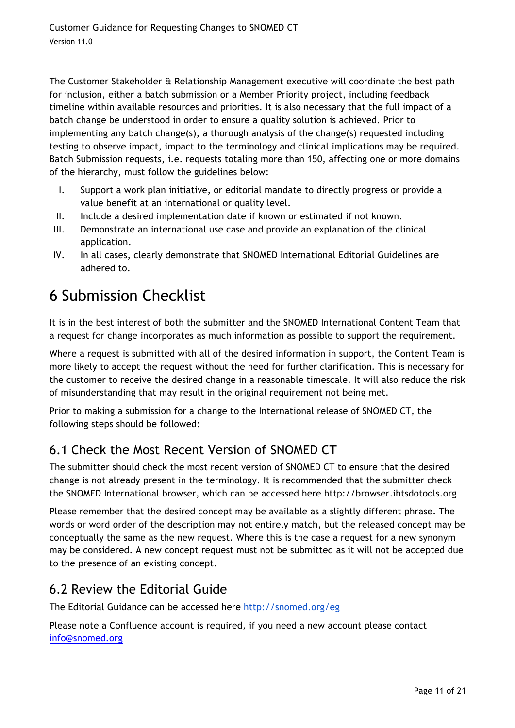The Customer Stakeholder & Relationship Management executive will coordinate the best path for inclusion, either a batch submission or a Member Priority project, including feedback timeline within available resources and priorities. It is also necessary that the full impact of a batch change be understood in order to ensure a quality solution is achieved. Prior to implementing any batch change(s), a thorough analysis of the change(s) requested including testing to observe impact, impact to the terminology and clinical implications may be required. Batch Submission requests, i.e. requests totaling more than 150, affecting one or more domains of the hierarchy, must follow the guidelines below:

I. Support a work plan initiative, or editorial mandate to directly progress or provide a value benefit at an international or quality level.
II. Include a desired implementation date if known or estimated if not known.
III. Demonstrate an international use case and provide an explanation of the clinical application.
IV. In all cases, clearly demonstrate that SNOMED International Editorial Guidelines are adhered to.

# 6 Submission Checklist

It is in the best interest of both the submitter and the SNOMED International Content Team that a request for change incorporates as much information as possible to support the requirement.

Where a request is submitted with all of the desired information in support, the Content Team is more likely to accept the request without the need for further clarification. This is necessary for the customer to receive the desired change in a reasonable timescale. It will also reduce the risk of misunderstanding that may result in the original requirement not being met.

Prior to making a submission for a change to the International release of SNOMED CT, the following steps should be followed:

## 6.1 Check the Most Recent Version of SNOMED CT

The submitter should check the most recent version of SNOMED CT to ensure that the desired change is not already present in the terminology. It is recommended that the submitter check the SNOMED International browser, which can be accessed here http://browser.ihtsdotools.org

Please remember that the desired concept may be available as a slightly different phrase. The words or word order of the description may not entirely match, but the released concept may be conceptually the same as the new request. Where this is the case a request for a new synonym may be considered. A new concept request must not be submitted as it will not be accepted due to the presence of an existing concept.

## 6.2 Review the Editorial Guide

The Editorial Guidance can be accessed here http://snomed.org/eg

Please note a Confluence account is required, if you need a new account please contact info@snomed.org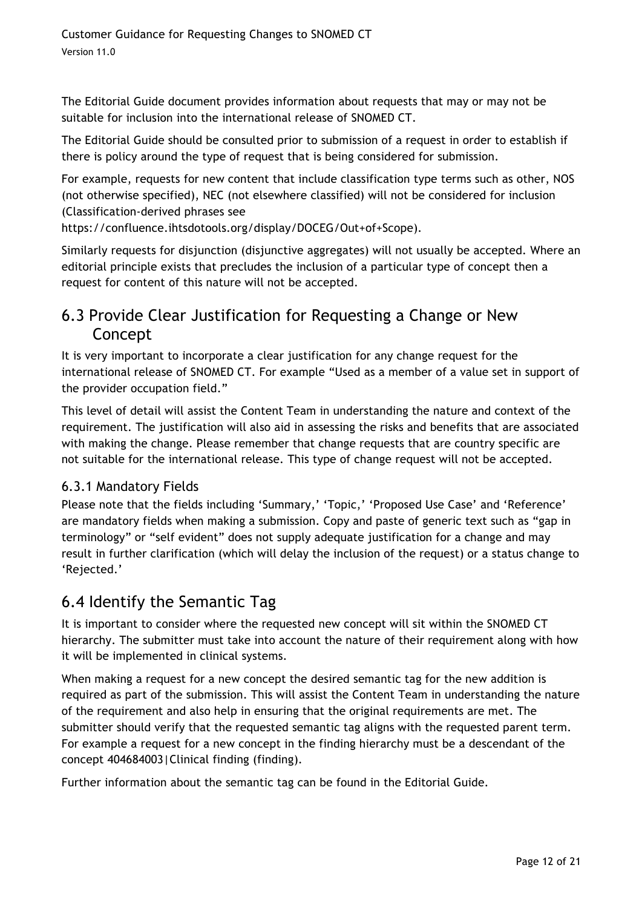The Editorial Guide document provides information about requests that may or may not be suitable for inclusion into the international release of SNOMED CT.

The Editorial Guide should be consulted prior to submission of a request in order to establish if there is policy around the type of request that is being considered for submission.

For example, requests for new content that include classification type terms such as other, NOS (not otherwise specified), NEC (not elsewhere classified) will not be considered for inclusion (Classification-derived phrases see https://confluence.ihtsdotools.org/display/DOCEG/Out+of+Scope).

Similarly requests for disjunction (disjunctive aggregates) will not usually be accepted. Where an editorial principle exists that precludes the inclusion of a particular type of concept then a request for content of this nature will not be accepted.

## 6.3 Provide Clear Justification for Requesting a Change or New Concept

It is very important to incorporate a clear justification for any change request for the international release of SNOMED CT. For example "Used as a member of a value set in support of the provider occupation field."

This level of detail will assist the Content Team in understanding the nature and context of the requirement. The justification will also aid in assessing the risks and benefits that are associated with making the change. Please remember that change requests that are country specific are not suitable for the international release. This type of change request will not be accepted.

### 6.3.1 Mandatory Fields

Please note that the fields including 'Summary,' 'Topic,' 'Proposed Use Case' and 'Reference' are mandatory fields when making a submission. Copy and paste of generic text such as "gap in terminology" or "self evident" does not supply adequate justification for a change and may result in further clarification (which will delay the inclusion of the request) or a status change to 'Rejected.'

## 6.4 Identify the Semantic Tag

It is important to consider where the requested new concept will sit within the SNOMED CT hierarchy. The submitter must take into account the nature of their requirement along with how it will be implemented in clinical systems.

When making a request for a new concept the desired semantic tag for the new addition is required as part of the submission. This will assist the Content Team in understanding the nature of the requirement and also help in ensuring that the original requirements are met. The submitter should verify that the requested semantic tag aligns with the requested parent term. For example a request for a new concept in the finding hierarchy must be a descendant of the concept 404684003|Clinical finding (finding).

Further information about the semantic tag can be found in the Editorial Guide.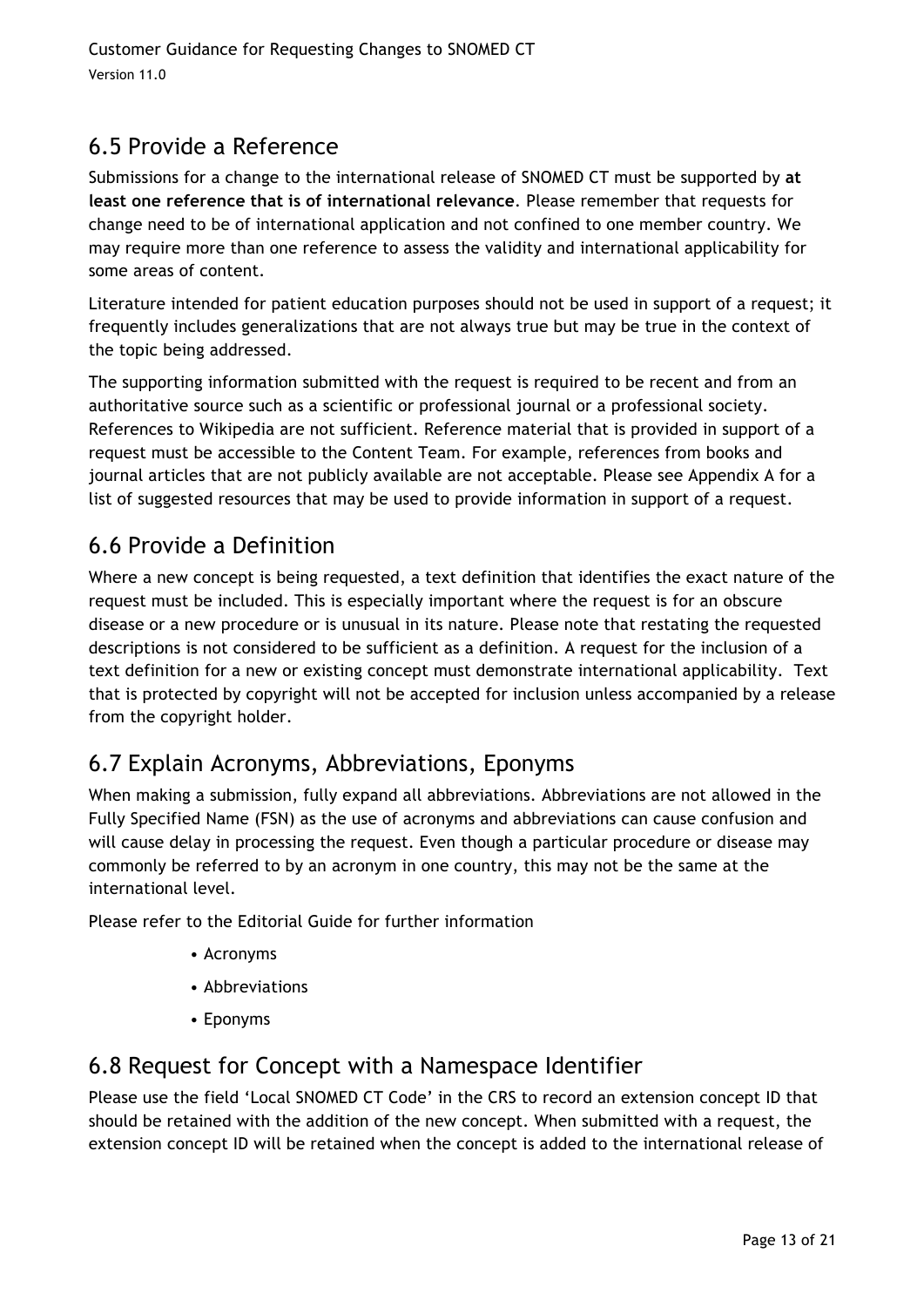## 6.5 Provide a Reference

Submissions for a change to the international release of SNOMED CT must be supported by **at least one reference that is of international relevance**. Please remember that requests for change need to be of international application and not confined to one member country. We may require more than one reference to assess the validity and international applicability for some areas of content.

Literature intended for patient education purposes should not be used in support of a request; it frequently includes generalizations that are not always true but may be true in the context of the topic being addressed.

The supporting information submitted with the request is required to be recent and from an authoritative source such as a scientific or professional journal or a professional society. References to Wikipedia are not sufficient. Reference material that is provided in support of a request must be accessible to the Content Team. For example, references from books and journal articles that are not publicly available are not acceptable. Please see Appendix A for a list of suggested resources that may be used to provide information in support of a request.

## 6.6 Provide a Definition

Where a new concept is being requested, a text definition that identifies the exact nature of the request must be included. This is especially important where the request is for an obscure disease or a new procedure or is unusual in its nature. Please note that restating the requested descriptions is not considered to be sufficient as a definition. A request for the inclusion of a text definition for a new or existing concept must demonstrate international applicability. Text that is protected by copyright will not be accepted for inclusion unless accompanied by a release from the copyright holder.

## 6.7 Explain Acronyms, Abbreviations, Eponyms

When making a submission, fully expand all abbreviations. Abbreviations are not allowed in the Fully Specified Name (FSN) as the use of acronyms and abbreviations can cause confusion and will cause delay in processing the request. Even though a particular procedure or disease may commonly be referred to by an acronym in one country, this may not be the same at the international level.

Please refer to the Editorial Guide for further information

- Acronyms
- Abbreviations
- Eponyms

## 6.8 Request for Concept with a Namespace Identifier

Please use the field 'Local SNOMED CT Code' in the CRS to record an extension concept ID that should be retained with the addition of the new concept. When submitted with a request, the extension concept ID will be retained when the concept is added to the international release of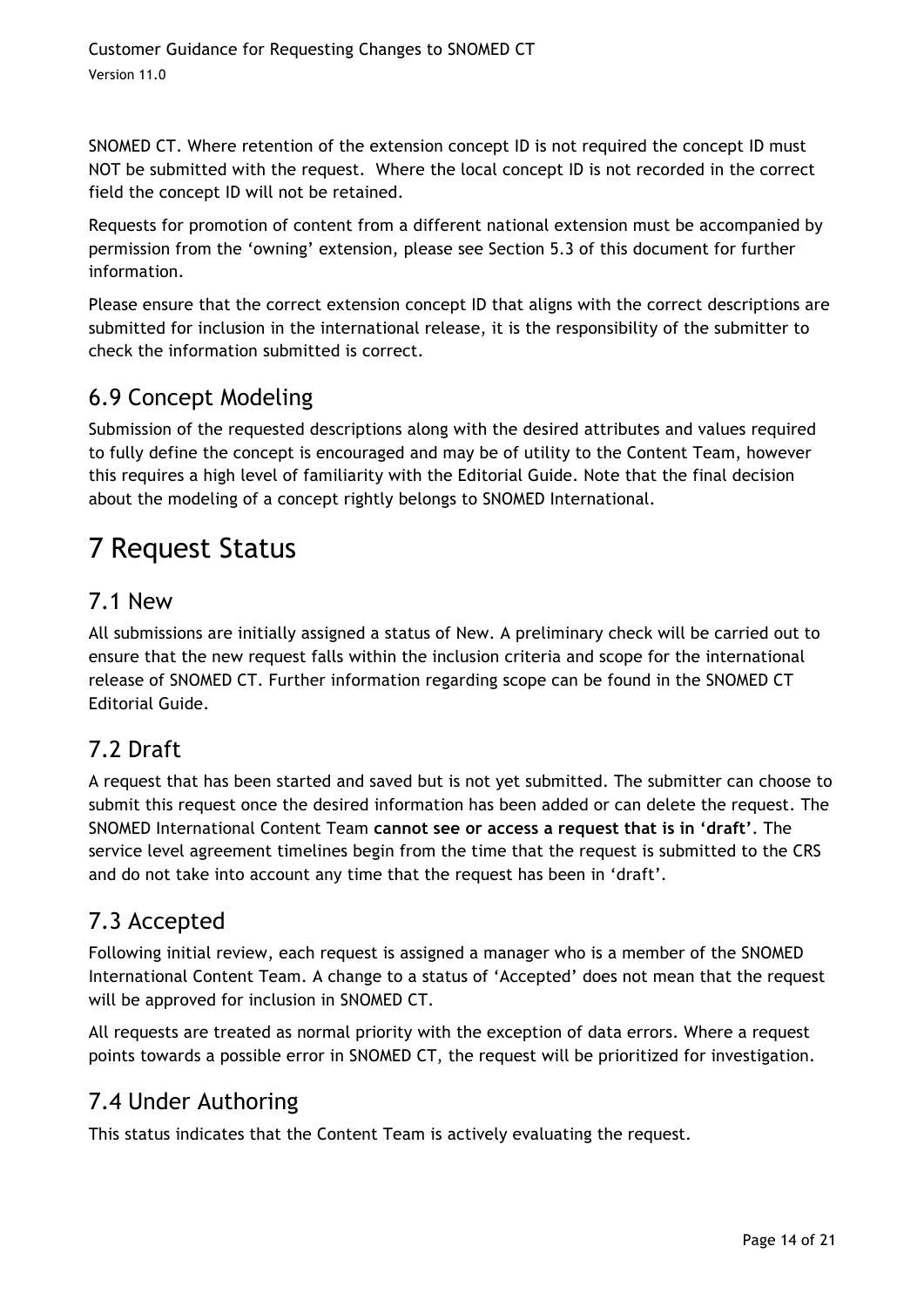SNOMED CT. Where retention of the extension concept ID is not required the concept ID must NOT be submitted with the request.  Where the local concept ID is not recorded in the correct field the concept ID will not be retained.

Requests for promotion of content from a different national extension must be accompanied by permission from the 'owning' extension, please see Section 5.3 of this document for further information.

Please ensure that the correct extension concept ID that aligns with the correct descriptions are submitted for inclusion in the international release, it is the responsibility of the submitter to check the information submitted is correct.

## 6.9 Concept Modeling

Submission of the requested descriptions along with the desired attributes and values required to fully define the concept is encouraged and may be of utility to the Content Team, however this requires a high level of familiarity with the Editorial Guide. Note that the final decision about the modeling of a concept rightly belongs to SNOMED International.

# 7 Request Status

## 7.1 New

All submissions are initially assigned a status of New. A preliminary check will be carried out to ensure that the new request falls within the inclusion criteria and scope for the international release of SNOMED CT. Further information regarding scope can be found in the SNOMED CT Editorial Guide.

## 7.2 Draft

A request that has been started and saved but is not yet submitted. The submitter can choose to submit this request once the desired information has been added or can delete the request. The SNOMED International Content Team **cannot see or access a request that is in 'draft'**. The service level agreement timelines begin from the time that the request is submitted to the CRS and do not take into account any time that the request has been in 'draft'.

## 7.3 Accepted

Following initial review, each request is assigned a manager who is a member of the SNOMED International Content Team. A change to a status of 'Accepted' does not mean that the request will be approved for inclusion in SNOMED CT.

All requests are treated as normal priority with the exception of data errors. Where a request points towards a possible error in SNOMED CT, the request will be prioritized for investigation.

## 7.4 Under Authoring

This status indicates that the Content Team is actively evaluating the request.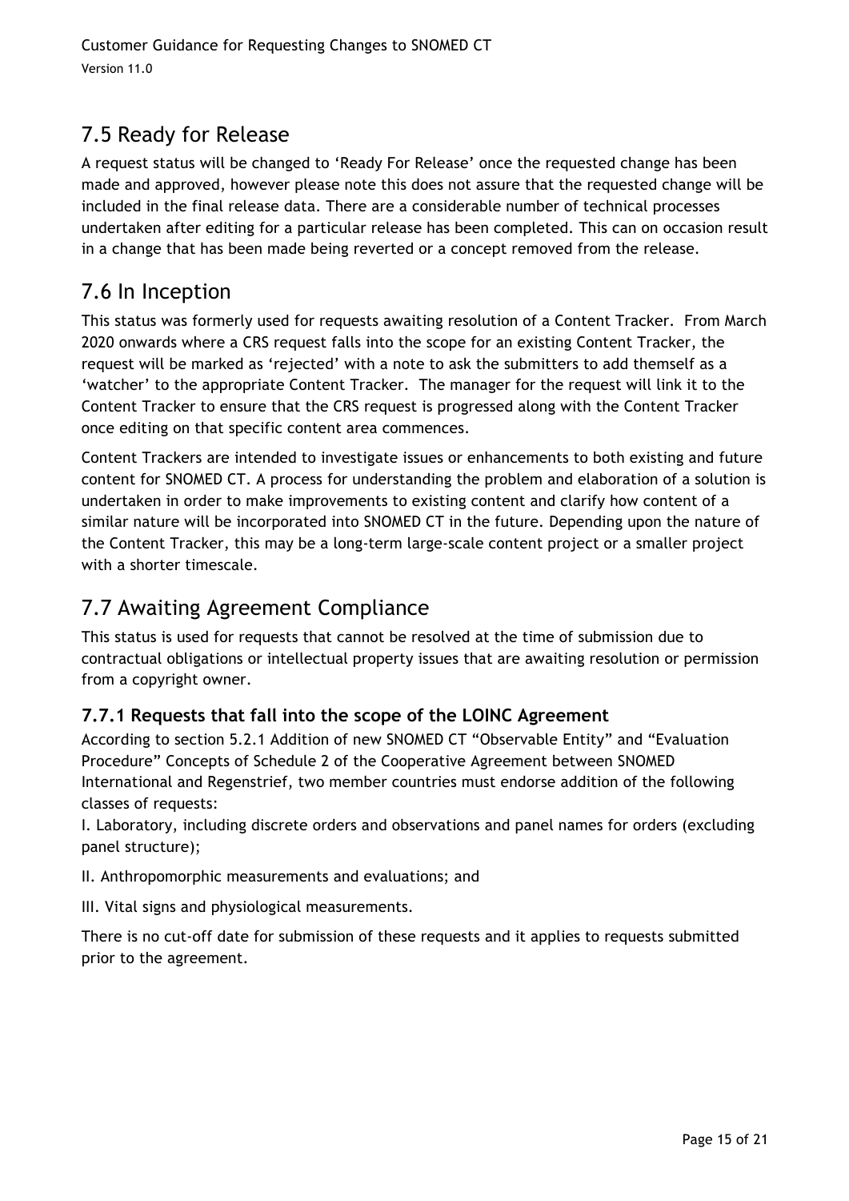## 7.5 Ready for Release

A request status will be changed to 'Ready For Release' once the requested change has been made and approved, however please note this does not assure that the requested change will be included in the final release data. There are a considerable number of technical processes undertaken after editing for a particular release has been completed. This can on occasion result in a change that has been made being reverted or a concept removed from the release.

## 7.6 In Inception

This status was formerly used for requests awaiting resolution of a Content Tracker. From March 2020 onwards where a CRS request falls into the scope for an existing Content Tracker, the request will be marked as 'rejected' with a note to ask the submitters to add themself as a 'watcher' to the appropriate Content Tracker. The manager for the request will link it to the Content Tracker to ensure that the CRS request is progressed along with the Content Tracker once editing on that specific content area commences.

Content Trackers are intended to investigate issues or enhancements to both existing and future content for SNOMED CT. A process for understanding the problem and elaboration of a solution is undertaken in order to make improvements to existing content and clarify how content of a similar nature will be incorporated into SNOMED CT in the future. Depending upon the nature of the Content Tracker, this may be a long-term large-scale content project or a smaller project with a shorter timescale.

## 7.7 Awaiting Agreement Compliance

This status is used for requests that cannot be resolved at the time of submission due to contractual obligations or intellectual property issues that are awaiting resolution or permission from a copyright owner.

### 7.7.1 Requests that fall into the scope of the LOINC Agreement

According to section 5.2.1 Addition of new SNOMED CT "Observable Entity" and "Evaluation Procedure" Concepts of Schedule 2 of the Cooperative Agreement between SNOMED International and Regenstrief, two member countries must endorse addition of the following classes of requests:

I. Laboratory, including discrete orders and observations and panel names for orders (excluding panel structure);

II. Anthropomorphic measurements and evaluations; and

III. Vital signs and physiological measurements.

There is no cut-off date for submission of these requests and it applies to requests submitted prior to the agreement.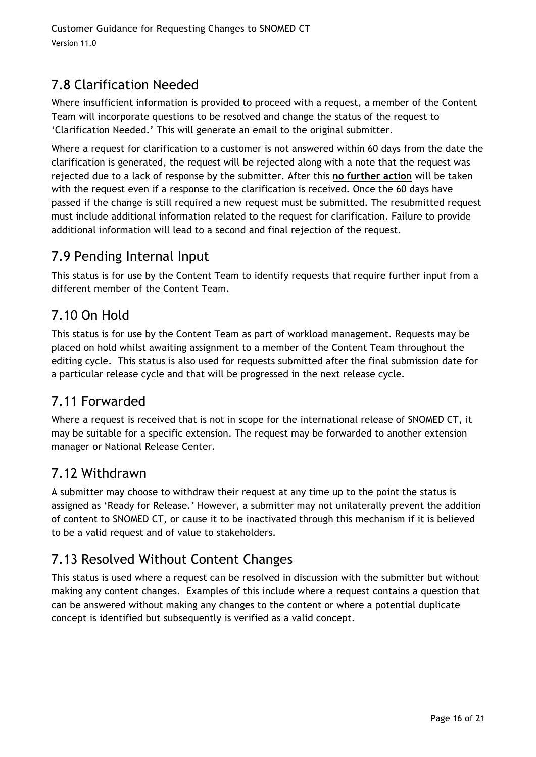## 7.8 Clarification Needed

Where insufficient information is provided to proceed with a request, a member of the Content Team will incorporate questions to be resolved and change the status of the request to 'Clarification Needed.' This will generate an email to the original submitter.

Where a request for clarification to a customer is not answered within 60 days from the date the clarification is generated, the request will be rejected along with a note that the request was rejected due to a lack of response by the submitter. After this **no further action** will be taken with the request even if a response to the clarification is received. Once the 60 days have passed if the change is still required a new request must be submitted. The resubmitted request must include additional information related to the request for clarification. Failure to provide additional information will lead to a second and final rejection of the request.

## 7.9 Pending Internal Input

This status is for use by the Content Team to identify requests that require further input from a different member of the Content Team.

## 7.10 On Hold

This status is for use by the Content Team as part of workload management. Requests may be placed on hold whilst awaiting assignment to a member of the Content Team throughout the editing cycle. This status is also used for requests submitted after the final submission date for a particular release cycle and that will be progressed in the next release cycle.

## 7.11 Forwarded

Where a request is received that is not in scope for the international release of SNOMED CT, it may be suitable for a specific extension. The request may be forwarded to another extension manager or National Release Center.

## 7.12 Withdrawn

A submitter may choose to withdraw their request at any time up to the point the status is assigned as 'Ready for Release.' However, a submitter may not unilaterally prevent the addition of content to SNOMED CT, or cause it to be inactivated through this mechanism if it is believed to be a valid request and of value to stakeholders.

## 7.13 Resolved Without Content Changes

This status is used where a request can be resolved in discussion with the submitter but without making any content changes. Examples of this include where a request contains a question that can be answered without making any changes to the content or where a potential duplicate concept is identified but subsequently is verified as a valid concept.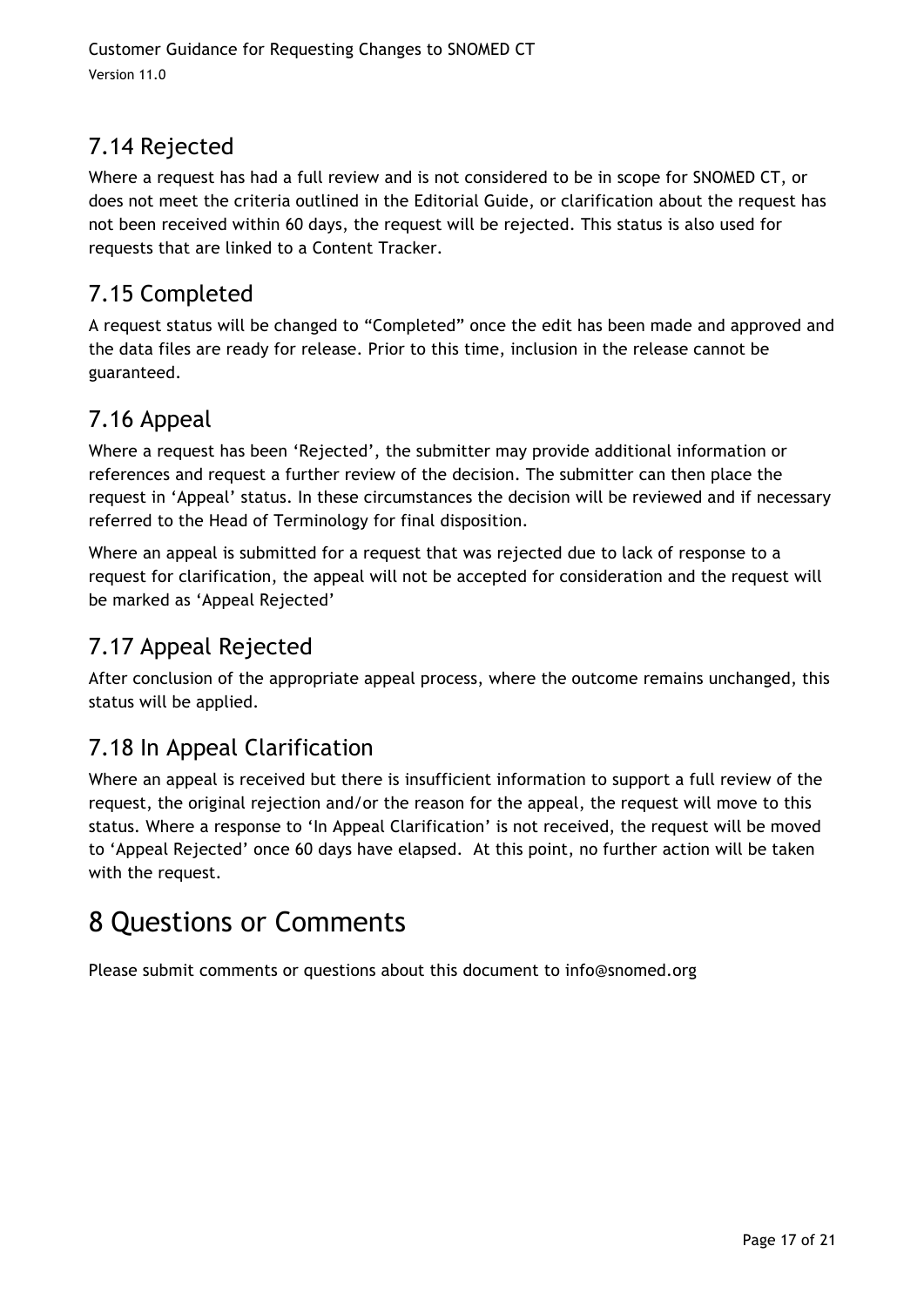## 7.14 Rejected

Where a request has had a full review and is not considered to be in scope for SNOMED CT, or does not meet the criteria outlined in the Editorial Guide, or clarification about the request has not been received within 60 days, the request will be rejected. This status is also used for requests that are linked to a Content Tracker.

## 7.15 Completed

A request status will be changed to "Completed" once the edit has been made and approved and the data files are ready for release. Prior to this time, inclusion in the release cannot be guaranteed.

## 7.16 Appeal

Where a request has been 'Rejected', the submitter may provide additional information or references and request a further review of the decision. The submitter can then place the request in 'Appeal' status. In these circumstances the decision will be reviewed and if necessary referred to the Head of Terminology for final disposition.

Where an appeal is submitted for a request that was rejected due to lack of response to a request for clarification, the appeal will not be accepted for consideration and the request will be marked as 'Appeal Rejected'

## 7.17 Appeal Rejected

After conclusion of the appropriate appeal process, where the outcome remains unchanged, this status will be applied.

## 7.18 In Appeal Clarification

Where an appeal is received but there is insufficient information to support a full review of the request, the original rejection and/or the reason for the appeal, the request will move to this status. Where a response to 'In Appeal Clarification' is not received, the request will be moved to 'Appeal Rejected' once 60 days have elapsed. At this point, no further action will be taken with the request.

# 8 Questions or Comments

Please submit comments or questions about this document to info@snomed.org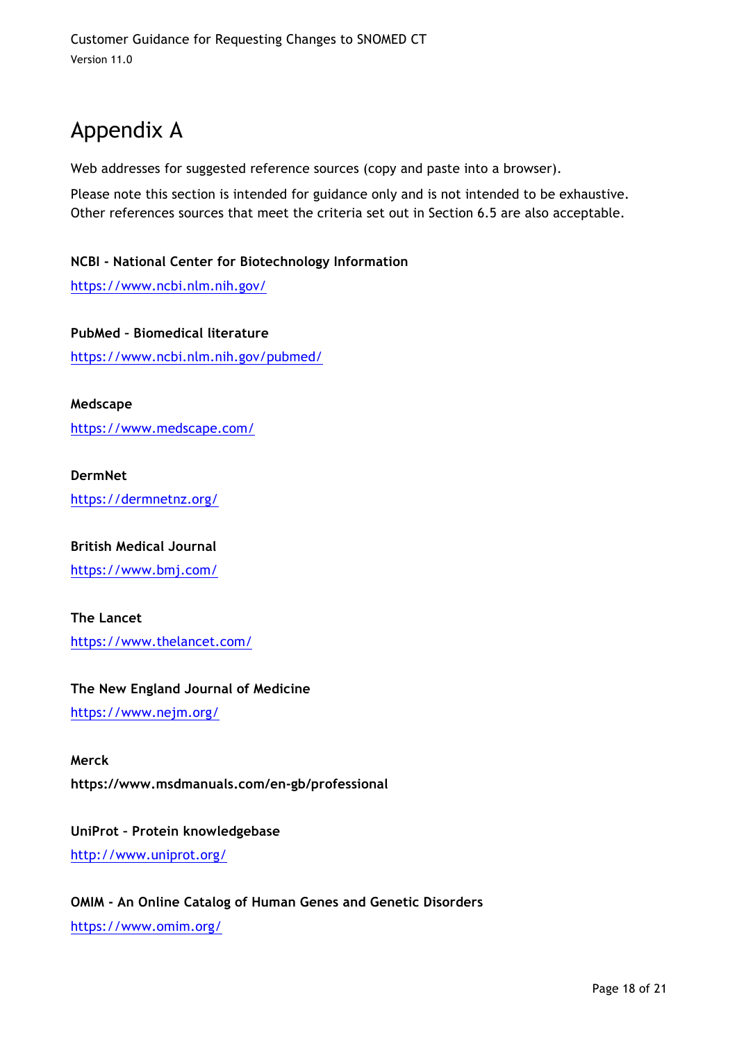# Appendix A

Web addresses for suggested reference sources (copy and paste into a browser).

Please note this section is intended for guidance only and is not intended to be exhaustive. Other references sources that meet the criteria set out in Section 6.5 are also acceptable.

**NCBI - National Center for Biotechnology Information**

https://www.ncbi.nlm.nih.gov/

**PubMed – Biomedical literature**

https://www.ncbi.nlm.nih.gov/pubmed/

**Medscape**

https://www.medscape.com/

**DermNet**

https://dermnetnz.org/

**British Medical Journal**

https://www.bmj.com/

**The Lancet**

https://www.thelancet.com/

**The New England Journal of Medicine**

https://www.nejm.org/

**Merck**

**https://www.msdmanuals.com/en-gb/professional**

**UniProt – Protein knowledgebase**

http://www.uniprot.org/

**OMIM - An Online Catalog of Human Genes and Genetic Disorders**

https://www.omim.org/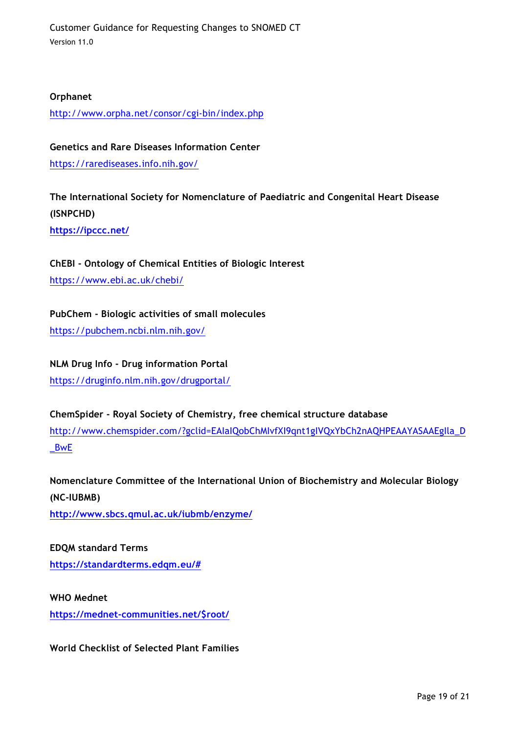**Orphanet**

http://www.orpha.net/consor/cgi-bin/index.php

**Genetics and Rare Diseases Information Center**

https://rarediseases.info.nih.gov/

**The International Society for Nomenclature of Paediatric and Congenital Heart Disease (ISNPCHD)**

**https://ipccc.net/**

**ChEBI - Ontology of Chemical Entities of Biologic Interest**

https://www.ebi.ac.uk/chebi/

**PubChem - Biologic activities of small molecules**

https://pubchem.ncbi.nlm.nih.gov/

**NLM Drug Info - Drug information Portal**

https://druginfo.nlm.nih.gov/drugportal/

**ChemSpider - Royal Society of Chemistry, free chemical structure database**

http://www.chemspider.com/?gclid=EAIaIQobChMIvfXI9qnt1gIVQxYbCh2nAQHPEAAYASAAEgIla_D_BwE

**Nomenclature Committee of the International Union of Biochemistry and Molecular Biology (NC-IUBMB)**

**http://www.sbcs.qmul.ac.uk/iubmb/enzyme/**

**EDQM standard Terms**

**https://standardterms.edqm.eu/#**

**WHO Mednet**

**https://mednet-communities.net/$root/**

**World Checklist of Selected Plant Families**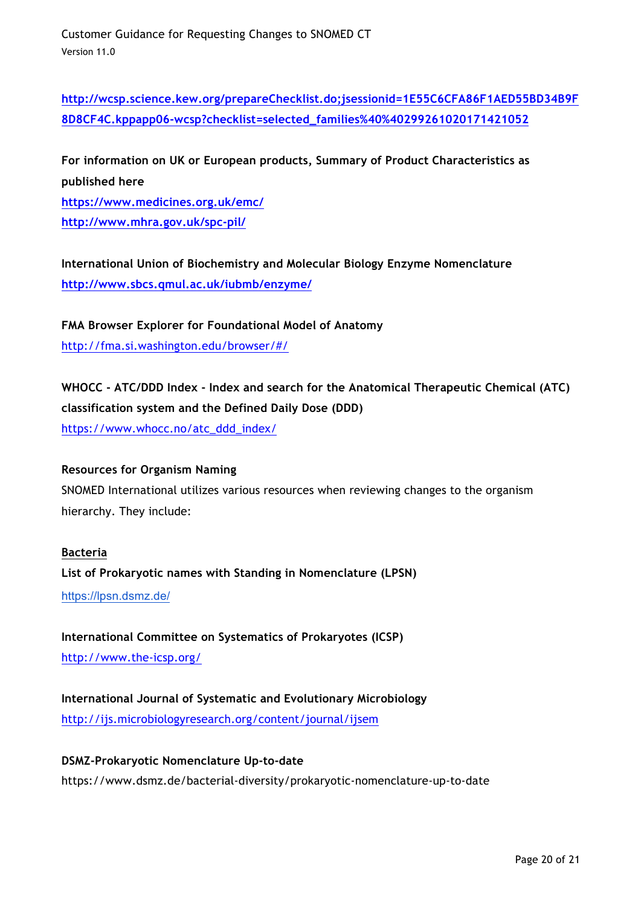http://wcsp.science.kew.org/prepareChecklist.do;jsessionid=1E55C6CFA86F1AED55BD34B9F8D8CF4C.kppapp06-wcsp?checklist=selected_families%40%40299261020171421052

**For information on UK or European products, Summary of Product Characteristics as published here**
https://www.medicines.org.uk/emc/
http://www.mhra.gov.uk/spc-pil/

**International Union of Biochemistry and Molecular Biology Enzyme Nomenclature**
http://www.sbcs.qmul.ac.uk/iubmb/enzyme/

**FMA Browser Explorer for Foundational Model of Anatomy**
http://fma.si.washington.edu/browser/#/

**WHOCC - ATC/DDD Index - Index and search for the Anatomical Therapeutic Chemical (ATC) classification system and the Defined Daily Dose (DDD)**
https://www.whocc.no/atc_ddd_index/

**Resources for Organism Naming**

SNOMED International utilizes various resources when reviewing changes to the organism hierarchy. They include:

**Bacteria**

**List of Prokaryotic names with Standing in Nomenclature (LPSN)**
https://lpsn.dsmz.de/

**International Committee on Systematics of Prokaryotes (ICSP)**
http://www.the-icsp.org/

**International Journal of Systematic and Evolutionary Microbiology**
http://ijs.microbiologyresearch.org/content/journal/ijsem

**DSMZ-Prokaryotic Nomenclature Up-to-date**
https://www.dsmz.de/bacterial-diversity/prokaryotic-nomenclature-up-to-date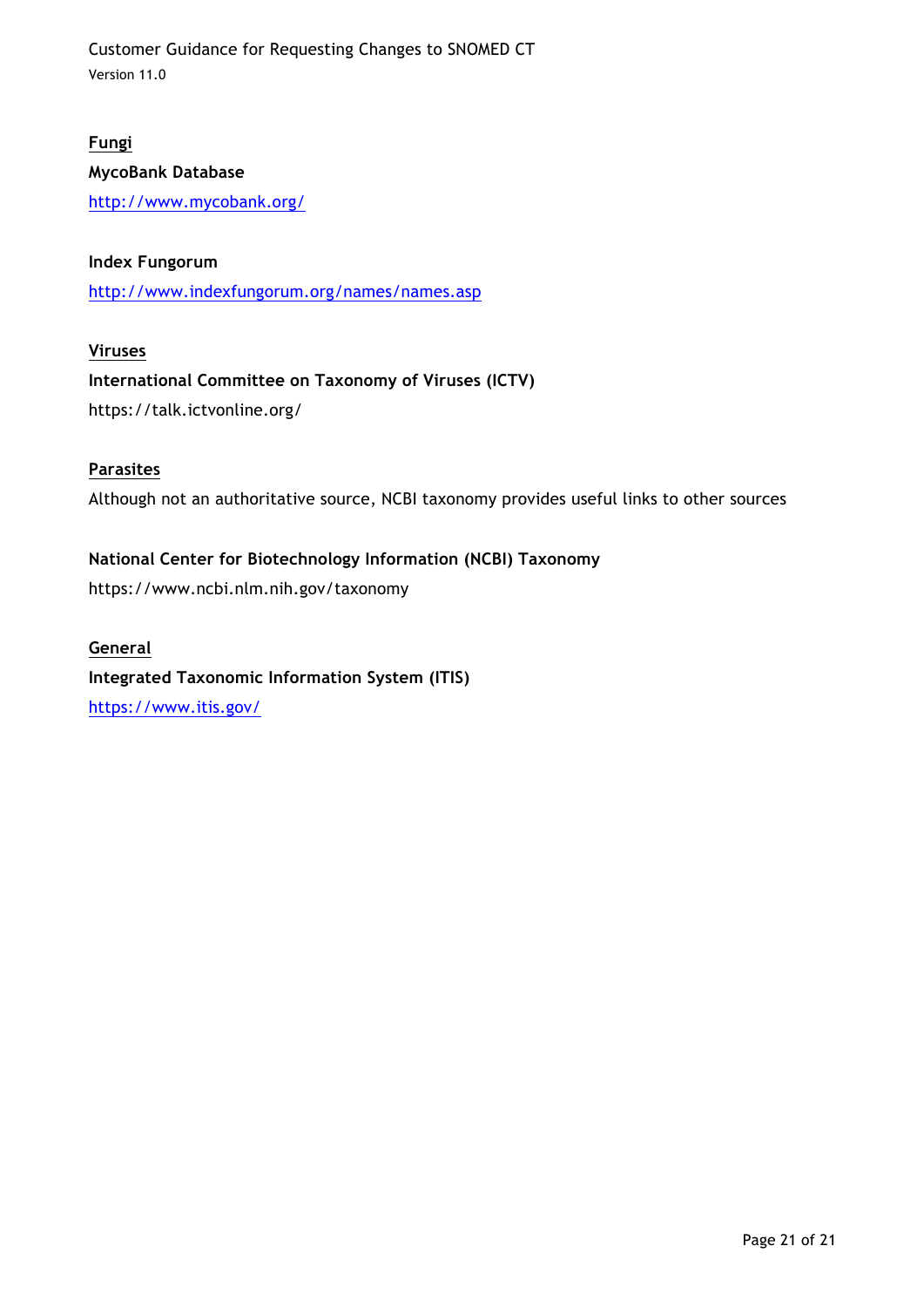**Fungi**

**MycoBank Database**

[http://www.mycobank.org/](http://www.mycobank.org/)

**Index Fungorum**

[http://www.indexfungorum.org/names/names.asp](http://www.indexfungorum.org/names/names.asp)

**Viruses**

**International Committee on Taxonomy of Viruses (ICTV)**

https://talk.ictvonline.org/

**Parasites**

Although not an authoritative source, NCBI taxonomy provides useful links to other sources

**National Center for Biotechnology Information (NCBI) Taxonomy**

https://www.ncbi.nlm.nih.gov/taxonomy

**General**

**Integrated Taxonomic Information System (ITIS)**

[https://www.itis.gov/](https://www.itis.gov/)